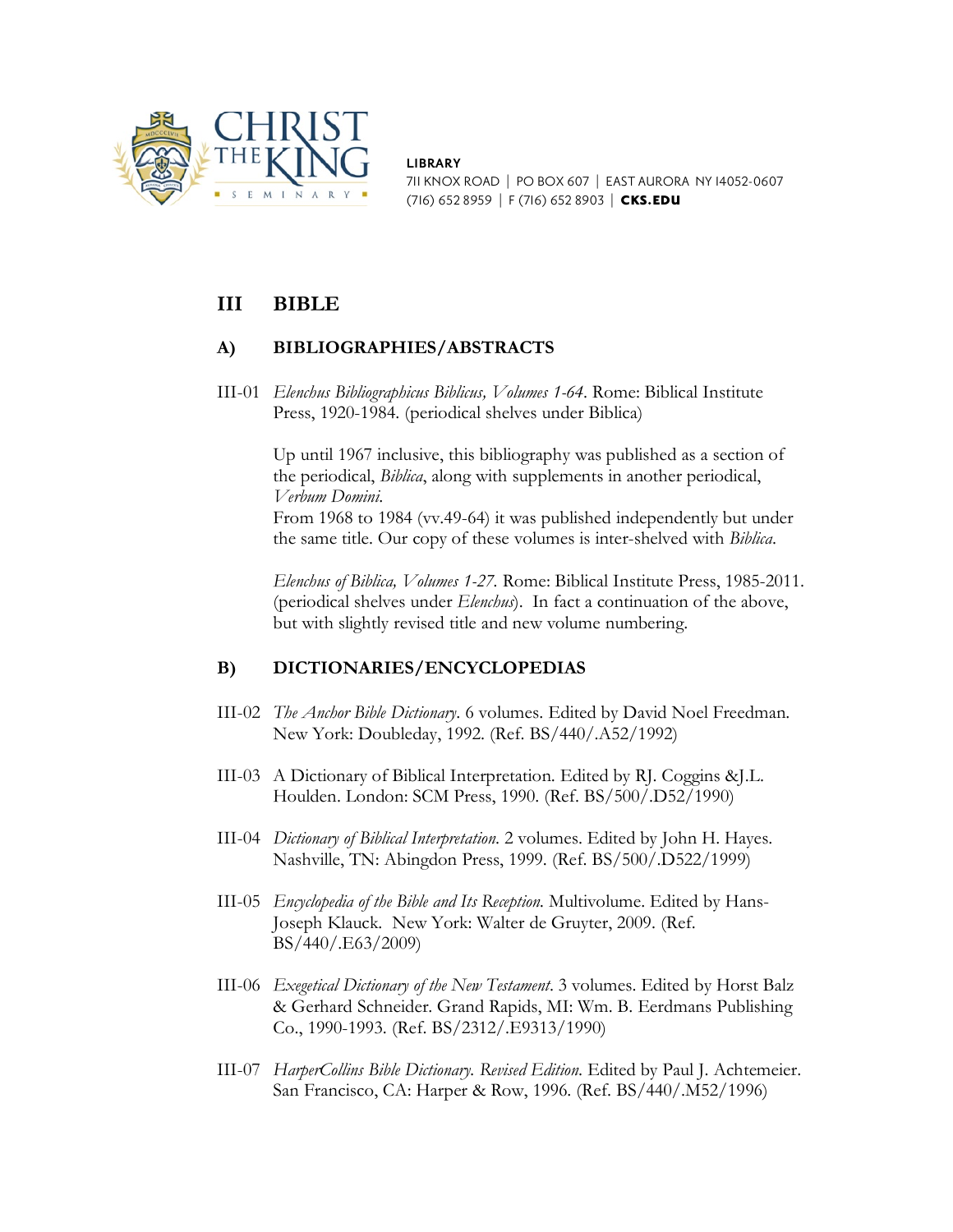**CHRIST THE KING SEMINARY**

**LIBRARY**
711 KNOX ROAD | PO BOX 607 | EAST AURORA NY 14052-0607
(716) 652 8959 | F (716) 652 8903 | **CKS.EDU**

# III BIBLE

## A) BIBLIOGRAPHIES/ABSTRACTS

III-01 *Elenchus Bibliographicus Biblicus, Volumes 1-64*. Rome: Biblical Institute Press, 1920-1984. (periodical shelves under Biblica)

Up until 1967 inclusive, this bibliography was published as a section of the periodical, *Biblica*, along with supplements in another periodical, *Verbum Domini*.
From 1968 to 1984 (vv.49-64) it was published independently but under the same title. Our copy of these volumes is inter-shelved with *Biblica*.

*Elenchus of Biblica, Volumes 1-27*. Rome: Biblical Institute Press, 1985-2011. (periodical shelves under *Elenchus*). In fact a continuation of the above, but with slightly revised title and new volume numbering.

## B) DICTIONARIES/ENCYCLOPEDIAS

III-02 *The Anchor Bible Dictionary*. 6 volumes. Edited by David Noel Freedman. New York: Doubleday, 1992. (Ref. BS/440/.A52/1992)

III-03 A Dictionary of Biblical Interpretation. Edited by RJ. Coggins &J.L. Houlden. London: SCM Press, 1990. (Ref. BS/500/.D52/1990)

III-04 *Dictionary of Biblical Interpretation*. 2 volumes. Edited by John H. Hayes. Nashville, TN: Abingdon Press, 1999. (Ref. BS/500/.D522/1999)

III-05 *Encyclopedia of the Bible and Its Reception*. Multivolume. Edited by Hans-Joseph Klauck. New York: Walter de Gruyter, 2009. (Ref. BS/440/.E63/2009)

III-06 *Exegetical Dictionary of the New Testament*. 3 volumes. Edited by Horst Balz & Gerhard Schneider. Grand Rapids, MI: Wm. B. Eerdmans Publishing Co., 1990-1993. (Ref. BS/2312/.E9313/1990)

III-07 *HarperCollins Bible Dictionary. Revised Edition*. Edited by Paul J. Achtemeier. San Francisco, CA: Harper & Row, 1996. (Ref. BS/440/.M52/1996)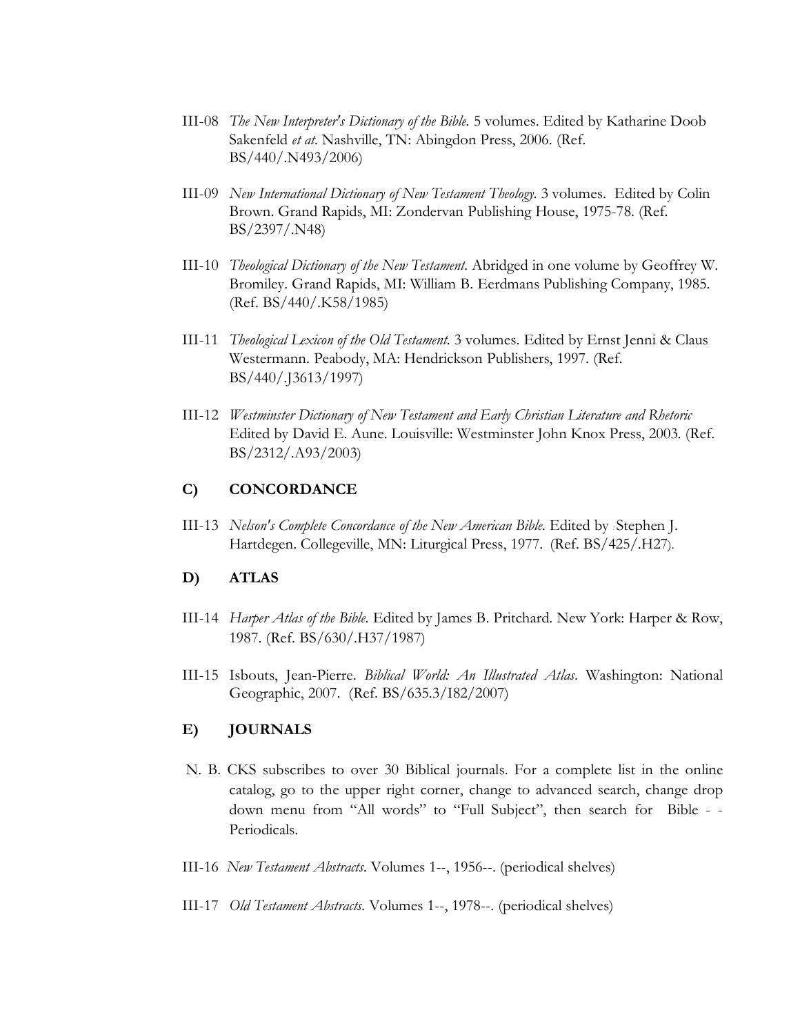III-08 *The New Interpreter's Dictionary of the Bible.* 5 volumes. Edited by Katharine Doob Sakenfeld *et at.* Nashville, TN: Abingdon Press, 2006. (Ref. BS/440/.N493/2006)

III-09 *New International Dictionary of New Testament Theology.* 3 volumes. Edited by Colin Brown. Grand Rapids, MI: Zondervan Publishing House, 1975-78. (Ref. BS/2397/.N48)

III-10 *Theological Dictionary of the New Testament.* Abridged in one volume by Geoffrey W. Bromiley. Grand Rapids, MI: William B. Eerdmans Publishing Company, 1985. (Ref. BS/440/.K58/1985)

III-11 *Theological Lexicon of the Old Testament.* 3 volumes. Edited by Ernst Jenni & Claus Westermann. Peabody, MA: Hendrickson Publishers, 1997. (Ref. BS/440/.J3613/1997)

III-12 *Westminster Dictionary of New Testament and Early Christian Literature and Rhetoric* Edited by David E. Aune. Louisville: Westminster John Knox Press, 2003. (Ref. BS/2312/.A93/2003)

## C) CONCORDANCE

III-13 *Nelson's Complete Concordance of the New American Bible.* Edited by Stephen J. Hartdegen. Collegeville, MN: Liturgical Press, 1977. (Ref. BS/425/.H27).

## D) ATLAS

III-14 *Harper Atlas of the Bible.* Edited by James B. Pritchard. New York: Harper & Row, 1987. (Ref. BS/630/.H37/1987)

III-15 Isbouts, Jean-Pierre. *Biblical World: An Illustrated Atlas*. Washington: National Geographic, 2007. (Ref. BS/635.3/I82/2007)

## E) JOURNALS

N. B. CKS subscribes to over 30 Biblical journals. For a complete list in the online catalog, go to the upper right corner, change to advanced search, change drop down menu from "All words" to "Full Subject", then search for Bible - - Periodicals.

III-16 *New Testament Abstracts*. Volumes 1--, 1956--. (periodical shelves)

III-17 *Old Testament Abstracts*. Volumes 1--, 1978--. (periodical shelves)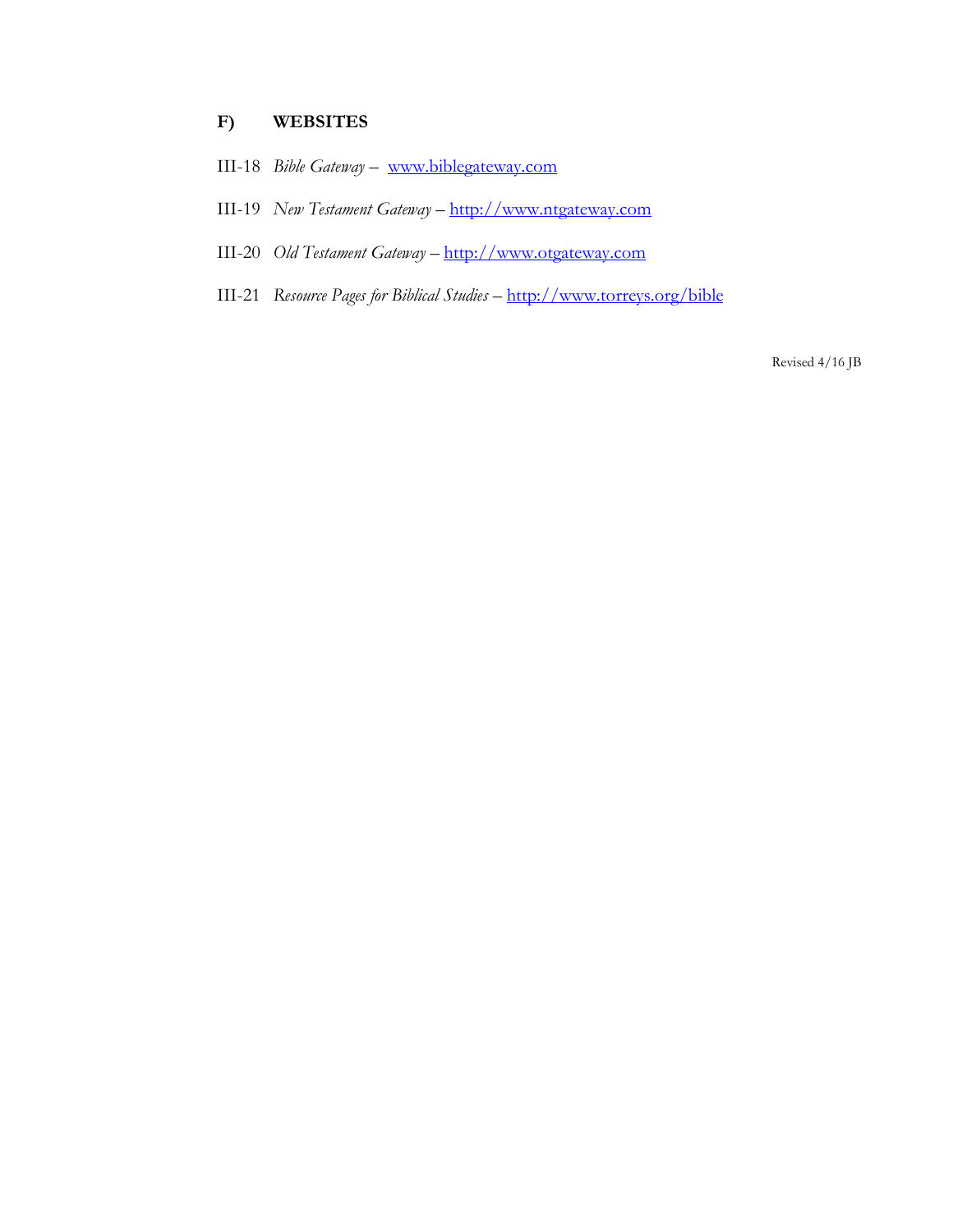## F) WEBSITES

III-18 *Bible Gateway* – www.biblegateway.com

III-19 *New Testament Gateway* – http://www.ntgateway.com

III-20 *Old Testament Gateway* – http://www.otgateway.com

III-21 *Resource Pages for Biblical Studies* – http://www.torreys.org/bible

Revised 4/16 JB